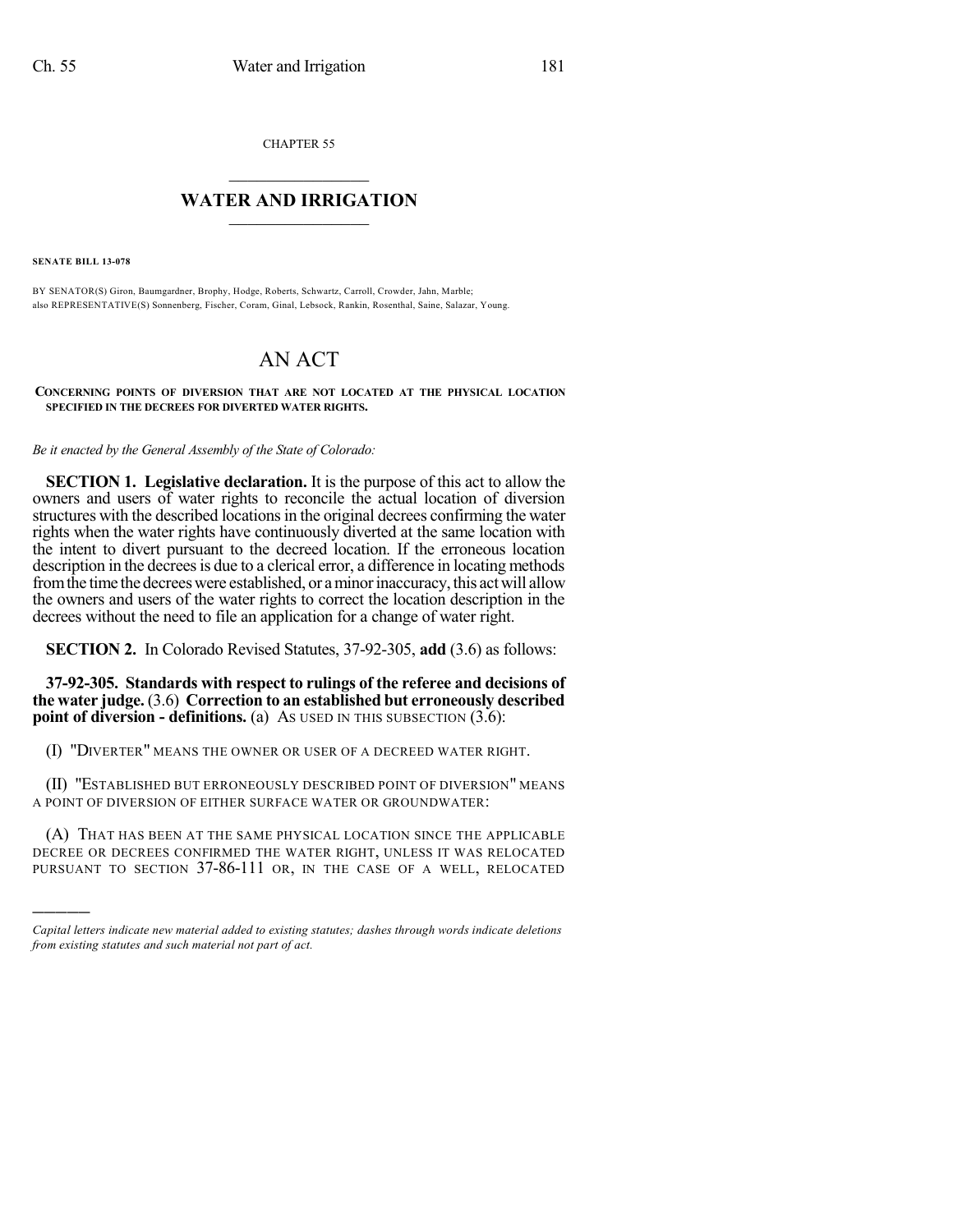CHAPTER 55

# WATER AND IRRIGATION

**SENATE BILL 13-078**

BY SENATOR(S) Giron, Baumgardner, Brophy, Hodge, Roberts, Schwartz, Carroll, Crowder, Jahn, Marble;
also REPRESENTATIVE(S) Sonnenberg, Fischer, Coram, Ginal, Lebsock, Rankin, Rosenthal, Saine, Salazar, Young.

# AN ACT

**CONCERNING POINTS OF DIVERSION THAT ARE NOT LOCATED AT THE PHYSICAL LOCATION SPECIFIED IN THE DECREES FOR DIVERTED WATER RIGHTS.**

*Be it enacted by the General Assembly of the State of Colorado:*

**SECTION 1. Legislative declaration.** It is the purpose of this act to allow the owners and users of water rights to reconcile the actual location of diversion structures with the described locations in the original decrees confirming the water rights when the water rights have continuously diverted at the same location with the intent to divert pursuant to the decreed location. If the erroneous location description in the decrees is due to a clerical error, a difference in locating methods from the time the decrees were established, or a minor inaccuracy, this act will allow the owners and users of the water rights to correct the location description in the decrees without the need to file an application for a change of water right.

**SECTION 2.** In Colorado Revised Statutes, 37-92-305, **add** (3.6) as follows:

**37-92-305. Standards with respect to rulings of the referee and decisions of the water judge.** (3.6) **Correction to an established but erroneously described point of diversion - definitions.** (a) AS USED IN THIS SUBSECTION (3.6):

(I) "DIVERTER" MEANS THE OWNER OR USER OF A DECREED WATER RIGHT.

(II) "ESTABLISHED BUT ERRONEOUSLY DESCRIBED POINT OF DIVERSION" MEANS A POINT OF DIVERSION OF EITHER SURFACE WATER OR GROUNDWATER:

(A) THAT HAS BEEN AT THE SAME PHYSICAL LOCATION SINCE THE APPLICABLE DECREE OR DECREES CONFIRMED THE WATER RIGHT, UNLESS IT WAS RELOCATED PURSUANT TO SECTION 37-86-111 OR, IN THE CASE OF A WELL, RELOCATED

*Capital letters indicate new material added to existing statutes; dashes through words indicate deletions from existing statutes and such material not part of act.*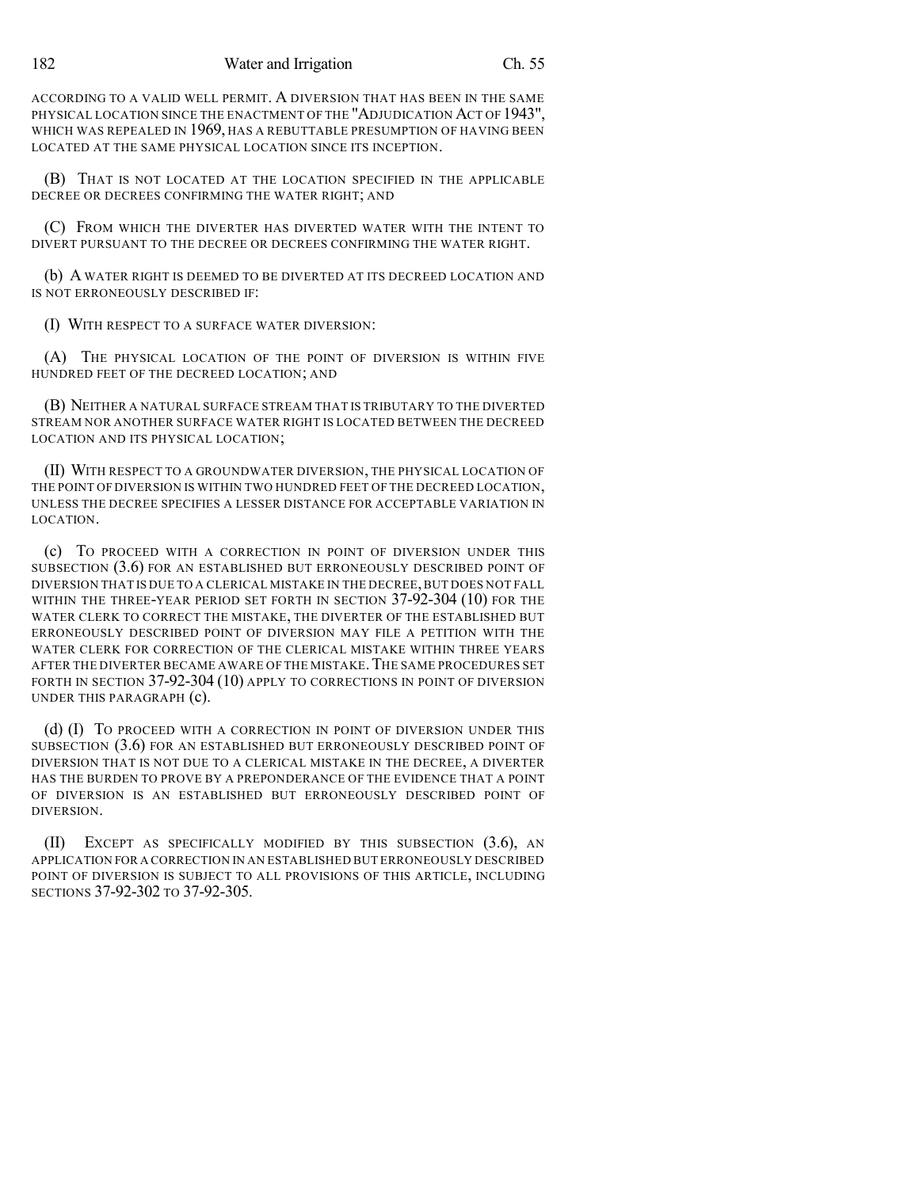ACCORDING TO A VALID WELL PERMIT. A DIVERSION THAT HAS BEEN IN THE SAME PHYSICAL LOCATION SINCE THE ENACTMENT OF THE "ADJUDICATION ACT OF 1943", WHICH WAS REPEALED IN 1969, HAS A REBUTTABLE PRESUMPTION OF HAVING BEEN LOCATED AT THE SAME PHYSICAL LOCATION SINCE ITS INCEPTION.

(B) THAT IS NOT LOCATED AT THE LOCATION SPECIFIED IN THE APPLICABLE DECREE OR DECREES CONFIRMING THE WATER RIGHT; AND

(C) FROM WHICH THE DIVERTER HAS DIVERTED WATER WITH THE INTENT TO DIVERT PURSUANT TO THE DECREE OR DECREES CONFIRMING THE WATER RIGHT.

(b) A WATER RIGHT IS DEEMED TO BE DIVERTED AT ITS DECREED LOCATION AND IS NOT ERRONEOUSLY DESCRIBED IF:

(I) WITH RESPECT TO A SURFACE WATER DIVERSION:

(A) THE PHYSICAL LOCATION OF THE POINT OF DIVERSION IS WITHIN FIVE HUNDRED FEET OF THE DECREED LOCATION; AND

(B) NEITHER A NATURAL SURFACE STREAM THAT IS TRIBUTARY TO THE DIVERTED STREAM NOR ANOTHER SURFACE WATER RIGHT IS LOCATED BETWEEN THE DECREED LOCATION AND ITS PHYSICAL LOCATION;

(II) WITH RESPECT TO A GROUNDWATER DIVERSION, THE PHYSICAL LOCATION OF THE POINT OF DIVERSION IS WITHIN TWO HUNDRED FEET OF THE DECREED LOCATION, UNLESS THE DECREE SPECIFIES A LESSER DISTANCE FOR ACCEPTABLE VARIATION IN LOCATION.

(c) TO PROCEED WITH A CORRECTION IN POINT OF DIVERSION UNDER THIS SUBSECTION (3.6) FOR AN ESTABLISHED BUT ERRONEOUSLY DESCRIBED POINT OF DIVERSION THAT IS DUE TO A CLERICAL MISTAKE IN THE DECREE, BUT DOES NOT FALL WITHIN THE THREE-YEAR PERIOD SET FORTH IN SECTION 37-92-304 (10) FOR THE WATER CLERK TO CORRECT THE MISTAKE, THE DIVERTER OF THE ESTABLISHED BUT ERRONEOUSLY DESCRIBED POINT OF DIVERSION MAY FILE A PETITION WITH THE WATER CLERK FOR CORRECTION OF THE CLERICAL MISTAKE WITHIN THREE YEARS AFTER THE DIVERTER BECAME AWARE OF THE MISTAKE. THE SAME PROCEDURES SET FORTH IN SECTION 37-92-304 (10) APPLY TO CORRECTIONS IN POINT OF DIVERSION UNDER THIS PARAGRAPH (c).

(d) (I) TO PROCEED WITH A CORRECTION IN POINT OF DIVERSION UNDER THIS SUBSECTION (3.6) FOR AN ESTABLISHED BUT ERRONEOUSLY DESCRIBED POINT OF DIVERSION THAT IS NOT DUE TO A CLERICAL MISTAKE IN THE DECREE, A DIVERTER HAS THE BURDEN TO PROVE BY A PREPONDERANCE OF THE EVIDENCE THAT A POINT OF DIVERSION IS AN ESTABLISHED BUT ERRONEOUSLY DESCRIBED POINT OF DIVERSION.

(II) EXCEPT AS SPECIFICALLY MODIFIED BY THIS SUBSECTION (3.6), AN APPLICATION FOR A CORRECTION IN AN ESTABLISHED BUT ERRONEOUSLY DESCRIBED POINT OF DIVERSION IS SUBJECT TO ALL PROVISIONS OF THIS ARTICLE, INCLUDING SECTIONS 37-92-302 TO 37-92-305.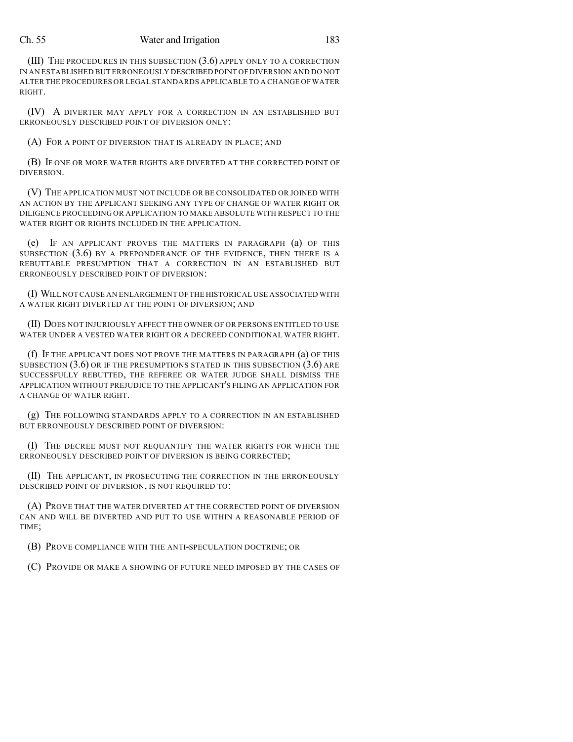(III) THE PROCEDURES IN THIS SUBSECTION (3.6) APPLY ONLY TO A CORRECTION IN AN ESTABLISHED BUT ERRONEOUSLY DESCRIBED POINT OF DIVERSION AND DO NOT ALTER THE PROCEDURES OR LEGAL STANDARDS APPLICABLE TO A CHANGE OF WATER RIGHT.

(IV) A DIVERTER MAY APPLY FOR A CORRECTION IN AN ESTABLISHED BUT ERRONEOUSLY DESCRIBED POINT OF DIVERSION ONLY:

(A) FOR A POINT OF DIVERSION THAT IS ALREADY IN PLACE; AND

(B) IF ONE OR MORE WATER RIGHTS ARE DIVERTED AT THE CORRECTED POINT OF DIVERSION.

(V) THE APPLICATION MUST NOT INCLUDE OR BE CONSOLIDATED OR JOINED WITH AN ACTION BY THE APPLICANT SEEKING ANY TYPE OF CHANGE OF WATER RIGHT OR DILIGENCE PROCEEDING OR APPLICATION TO MAKE ABSOLUTE WITH RESPECT TO THE WATER RIGHT OR RIGHTS INCLUDED IN THE APPLICATION.

(e) IF AN APPLICANT PROVES THE MATTERS IN PARAGRAPH (a) OF THIS SUBSECTION (3.6) BY A PREPONDERANCE OF THE EVIDENCE, THEN THERE IS A REBUTTABLE PRESUMPTION THAT A CORRECTION IN AN ESTABLISHED BUT ERRONEOUSLY DESCRIBED POINT OF DIVERSION:

(I) WILL NOT CAUSE AN ENLARGEMENT OF THE HISTORICAL USE ASSOCIATED WITH A WATER RIGHT DIVERTED AT THE POINT OF DIVERSION; AND

(II) DOES NOT INJURIOUSLY AFFECT THE OWNER OF OR PERSONS ENTITLED TO USE WATER UNDER A VESTED WATER RIGHT OR A DECREED CONDITIONAL WATER RIGHT.

(f) IF THE APPLICANT DOES NOT PROVE THE MATTERS IN PARAGRAPH (a) OF THIS SUBSECTION (3.6) OR IF THE PRESUMPTIONS STATED IN THIS SUBSECTION (3.6) ARE SUCCESSFULLY REBUTTED, THE REFEREE OR WATER JUDGE SHALL DISMISS THE APPLICATION WITHOUT PREJUDICE TO THE APPLICANT'S FILING AN APPLICATION FOR A CHANGE OF WATER RIGHT.

(g) THE FOLLOWING STANDARDS APPLY TO A CORRECTION IN AN ESTABLISHED BUT ERRONEOUSLY DESCRIBED POINT OF DIVERSION:

(I) THE DECREE MUST NOT REQUANTIFY THE WATER RIGHTS FOR WHICH THE ERRONEOUSLY DESCRIBED POINT OF DIVERSION IS BEING CORRECTED;

(II) THE APPLICANT, IN PROSECUTING THE CORRECTION IN THE ERRONEOUSLY DESCRIBED POINT OF DIVERSION, IS NOT REQUIRED TO:

(A) PROVE THAT THE WATER DIVERTED AT THE CORRECTED POINT OF DIVERSION CAN AND WILL BE DIVERTED AND PUT TO USE WITHIN A REASONABLE PERIOD OF TIME;

(B) PROVE COMPLIANCE WITH THE ANTI-SPECULATION DOCTRINE; OR

(C) PROVIDE OR MAKE A SHOWING OF FUTURE NEED IMPOSED BY THE CASES OF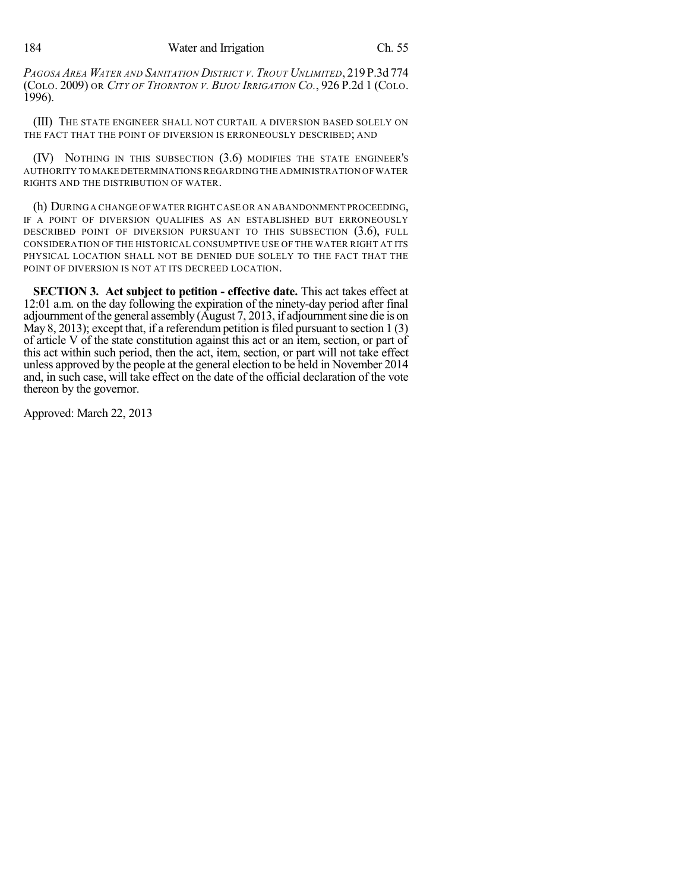*PAGOSA AREA WATER AND SANITATION DISTRICT V. TROUT UNLIMITED*, 219 P.3d 774 (COLO. 2009) OR *CITY OF THORNTON V. BIJOU IRRIGATION CO.*, 926 P.2d 1 (COLO. 1996).

(III) THE STATE ENGINEER SHALL NOT CURTAIL A DIVERSION BASED SOLELY ON THE FACT THAT THE POINT OF DIVERSION IS ERRONEOUSLY DESCRIBED; AND

(IV) NOTHING IN THIS SUBSECTION (3.6) MODIFIES THE STATE ENGINEER'S AUTHORITY TO MAKE DETERMINATIONS REGARDING THE ADMINISTRATION OF WATER RIGHTS AND THE DISTRIBUTION OF WATER.

(h) DURING A CHANGE OF WATER RIGHT CASE OR AN ABANDONMENT PROCEEDING, IF A POINT OF DIVERSION QUALIFIES AS AN ESTABLISHED BUT ERRONEOUSLY DESCRIBED POINT OF DIVERSION PURSUANT TO THIS SUBSECTION (3.6), FULL CONSIDERATION OF THE HISTORICAL CONSUMPTIVE USE OF THE WATER RIGHT AT ITS PHYSICAL LOCATION SHALL NOT BE DENIED DUE SOLELY TO THE FACT THAT THE POINT OF DIVERSION IS NOT AT ITS DECREED LOCATION.

**SECTION 3. Act subject to petition - effective date.** This act takes effect at 12:01 a.m. on the day following the expiration of the ninety-day period after final adjournment of the general assembly (August 7, 2013, if adjournment sine die is on May 8, 2013); except that, if a referendum petition is filed pursuant to section 1 (3) of article V of the state constitution against this act or an item, section, or part of this act within such period, then the act, item, section, or part will not take effect unless approved by the people at the general election to be held in November 2014 and, in such case, will take effect on the date of the official declaration of the vote thereon by the governor.

Approved: March 22, 2013